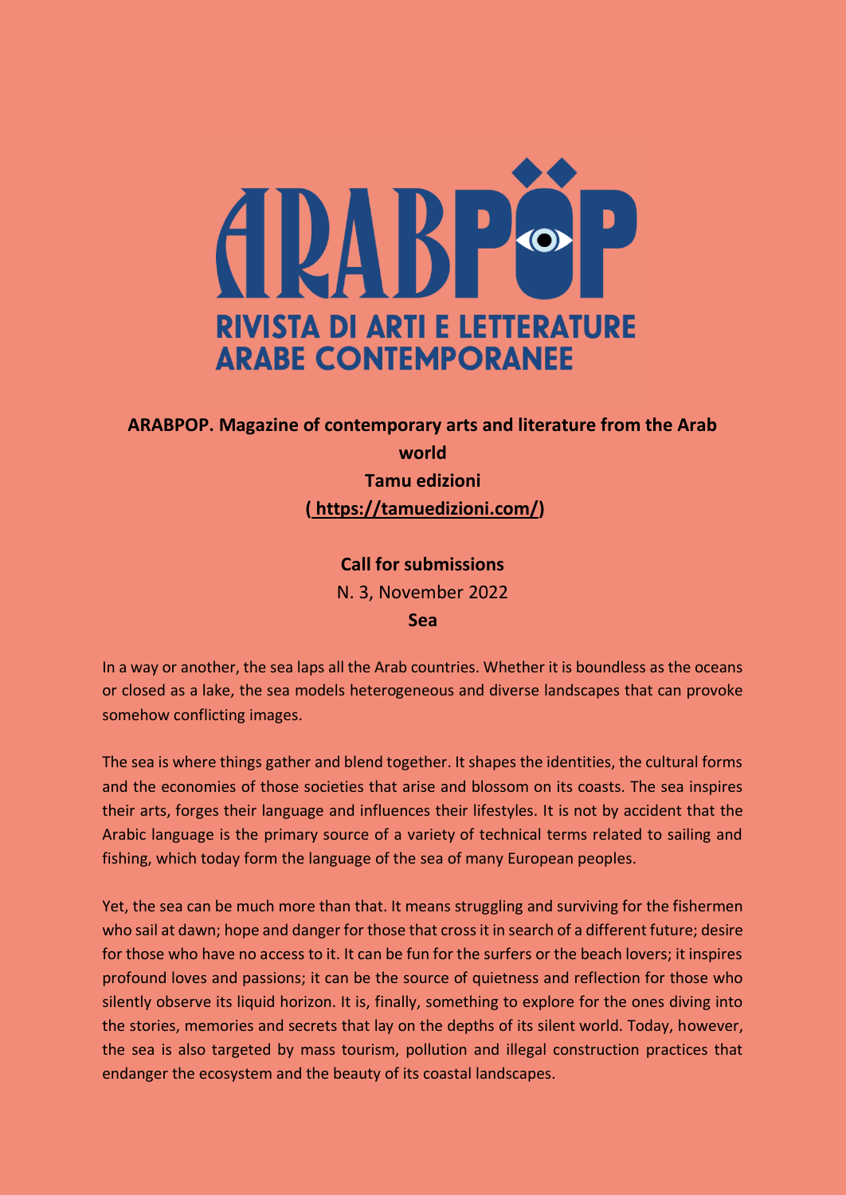# ARABPOP

**RIVISTA DI ARTI E LETTERATURE ARABE CONTEMPORANEE**

**ARABPOP. Magazine of contemporary arts and literature from the Arab world**

**Tamu edizioni**

**( https://tamuedizioni.com/)**

**Call for submissions**

N. 3, November 2022

**Sea**

In a way or another, the sea laps all the Arab countries. Whether it is boundless as the oceans or closed as a lake, the sea models heterogeneous and diverse landscapes that can provoke somehow conflicting images.

The sea is where things gather and blend together. It shapes the identities, the cultural forms and the economies of those societies that arise and blossom on its coasts. The sea inspires their arts, forges their language and influences their lifestyles. It is not by accident that the Arabic language is the primary source of a variety of technical terms related to sailing and fishing, which today form the language of the sea of many European peoples.

Yet, the sea can be much more than that. It means struggling and surviving for the fishermen who sail at dawn; hope and danger for those that cross it in search of a different future; desire for those who have no access to it. It can be fun for the surfers or the beach lovers; it inspires profound loves and passions; it can be the source of quietness and reflection for those who silently observe its liquid horizon. It is, finally, something to explore for the ones diving into the stories, memories and secrets that lay on the depths of its silent world. Today, however, the sea is also targeted by mass tourism, pollution and illegal construction practices that endanger the ecosystem and the beauty of its coastal landscapes.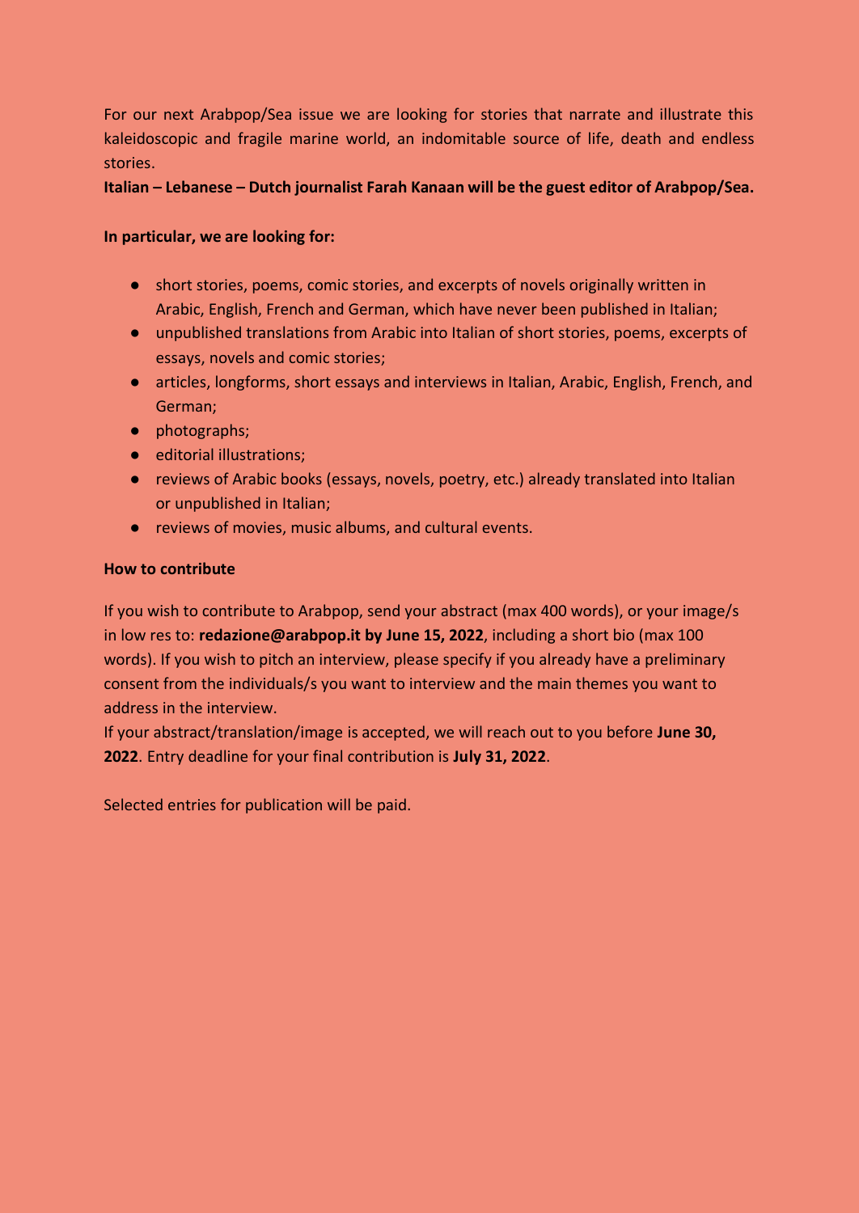For our next Arabpop/Sea issue we are looking for stories that narrate and illustrate this kaleidoscopic and fragile marine world, an indomitable source of life, death and endless stories.

**Italian – Lebanese – Dutch journalist Farah Kanaan will be the guest editor of Arabpop/Sea.**

**In particular, we are looking for:**

- short stories, poems, comic stories, and excerpts of novels originally written in Arabic, English, French and German, which have never been published in Italian;
- unpublished translations from Arabic into Italian of short stories, poems, excerpts of essays, novels and comic stories;
- articles, longforms, short essays and interviews in Italian, Arabic, English, French, and German;
- photographs;
- editorial illustrations;
- reviews of Arabic books (essays, novels, poetry, etc.) already translated into Italian or unpublished in Italian;
- reviews of movies, music albums, and cultural events.

**How to contribute**

If you wish to contribute to Arabpop, send your abstract (max 400 words), or your image/s in low res to: **redazione@arabpop.it by June 15, 2022**, including a short bio (max 100 words). If you wish to pitch an interview, please specify if you already have a preliminary consent from the individuals/s you want to interview and the main themes you want to address in the interview.

If your abstract/translation/image is accepted, we will reach out to you before **June 30, 2022**. Entry deadline for your final contribution is **July 31, 2022**.

Selected entries for publication will be paid.